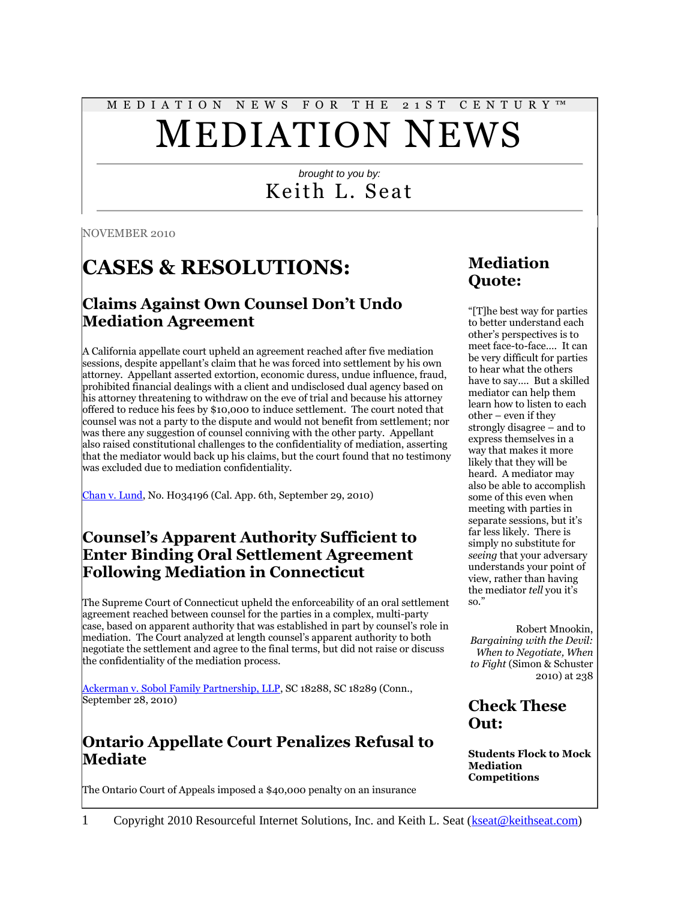MEDIATION NEWS FOR THE 21ST CENTURY™

# MEDIATION NEWS

*brought to you by:*

Keith L. Seat

NOVEMBER 2010

# CASES & RESOLUTIONS:

## Claims Against Own Counsel Don't Undo Mediation Agreement

A California appellate court upheld an agreement reached after five mediation sessions, despite appellant's claim that he was forced into settlement by his own attorney. Appellant asserted extortion, economic duress, undue influence, fraud, prohibited financial dealings with a client and undisclosed dual agency based on his attorney threatening to withdraw on the eve of trial and because his attorney offered to reduce his fees by $10,000 to induce settlement. The court noted that counsel was not a party to the dispute and would not benefit from settlement; nor was there any suggestion of counsel conniving with the other party. Appellant also raised constitutional challenges to the confidentiality of mediation, asserting that the mediator would back up his claims, but the court found that no testimony was excluded due to mediation confidentiality.

Chan v. Lund, No. H034196 (Cal. App. 6th, September 29, 2010)

## Counsel's Apparent Authority Sufficient to Enter Binding Oral Settlement Agreement Following Mediation in Connecticut

The Supreme Court of Connecticut upheld the enforceability of an oral settlement agreement reached between counsel for the parties in a complex, multi-party case, based on apparent authority that was established in part by counsel's role in mediation. The Court analyzed at length counsel's apparent authority to both negotiate the settlement and agree to the final terms, but did not raise or discuss the confidentiality of the mediation process.

Ackerman v. Sobol Family Partnership, LLP, SC 18288, SC 18289 (Conn., September 28, 2010)

## Ontario Appellate Court Penalizes Refusal to Mediate

The Ontario Court of Appeals imposed a $40,000 penalty on an insurance

## Mediation Quote:

"[T]he best way for parties to better understand each other's perspectives is to meet face-to-face.... It can be very difficult for parties to hear what the others have to say.... But a skilled mediator can help them learn how to listen to each other – even if they strongly disagree – and to express themselves in a way that makes it more likely that they will be heard. A mediator may also be able to accomplish some of this even when meeting with parties in separate sessions, but it's far less likely. There is simply no substitute for *seeing* that your adversary understands your point of view, rather than having the mediator *tell* you it's so."

Robert Mnookin, *Bargaining with the Devil: When to Negotiate, When to Fight* (Simon & Schuster 2010) at 238

## Check These Out:

**Students Flock to Mock Mediation Competitions**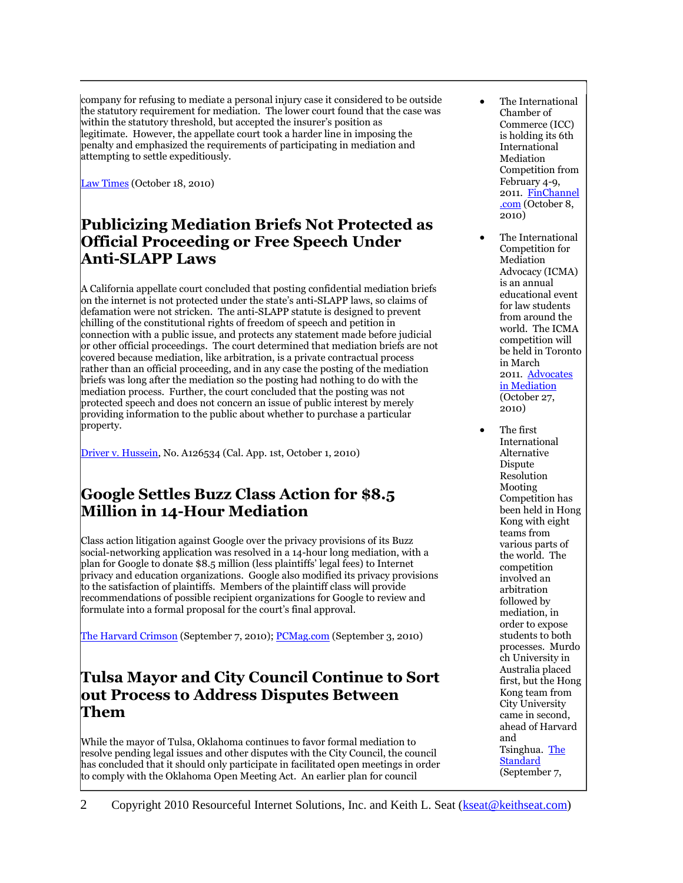company for refusing to mediate a personal injury case it considered to be outside the statutory requirement for mediation. The lower court found that the case was within the statutory threshold, but accepted the insurer's position as legitimate. However, the appellate court took a harder line in imposing the penalty and emphasized the requirements of participating in mediation and attempting to settle expeditiously.

Law Times (October 18, 2010)

## Publicizing Mediation Briefs Not Protected as Official Proceeding or Free Speech Under Anti-SLAPP Laws

A California appellate court concluded that posting confidential mediation briefs on the internet is not protected under the state's anti-SLAPP laws, so claims of defamation were not stricken. The anti-SLAPP statute is designed to prevent chilling of the constitutional rights of freedom of speech and petition in connection with a public issue, and protects any statement made before judicial or other official proceedings. The court determined that mediation briefs are not covered because mediation, like arbitration, is a private contractual process rather than an official proceeding, and in any case the posting of the mediation briefs was long after the mediation so the posting had nothing to do with the mediation process. Further, the court concluded that the posting was not protected speech and does not concern an issue of public interest by merely providing information to the public about whether to purchase a particular property.

Driver v. Hussein, No. A126534 (Cal. App. 1st, October 1, 2010)

## Google Settles Buzz Class Action for $8.5 Million in 14-Hour Mediation

Class action litigation against Google over the privacy provisions of its Buzz social-networking application was resolved in a 14-hour long mediation, with a plan for Google to donate $8.5 million (less plaintiffs' legal fees) to Internet privacy and education organizations. Google also modified its privacy provisions to the satisfaction of plaintiffs. Members of the plaintiff class will provide recommendations of possible recipient organizations for Google to review and formulate into a formal proposal for the court's final approval.

The Harvard Crimson (September 7, 2010); PCMag.com (September 3, 2010)

## Tulsa Mayor and City Council Continue to Sort out Process to Address Disputes Between Them

While the mayor of Tulsa, Oklahoma continues to favor formal mediation to resolve pending legal issues and other disputes with the City Council, the council has concluded that it should only participate in facilitated open meetings in order to comply with the Oklahoma Open Meeting Act. An earlier plan for council

- The International Chamber of Commerce (ICC) is holding its 6th International Mediation Competition from February 4-9, 2011. FinChannel.com (October 8, 2010)
- The International Competition for Mediation Advocacy (ICMA) is an annual educational event for law students from around the world. The ICMA competition will be held in Toronto in March 2011. Advocates in Mediation (October 27, 2010)
- The first International Alternative Dispute Resolution Mooting Competition has been held in Hong Kong with eight teams from various parts of the world. The competition involved an arbitration followed by mediation, in order to expose students to both processes. Murdoch University in Australia placed first, but the Hong Kong team from City University came in second, ahead of Harvard and Tsinghua. The Standard (September 7,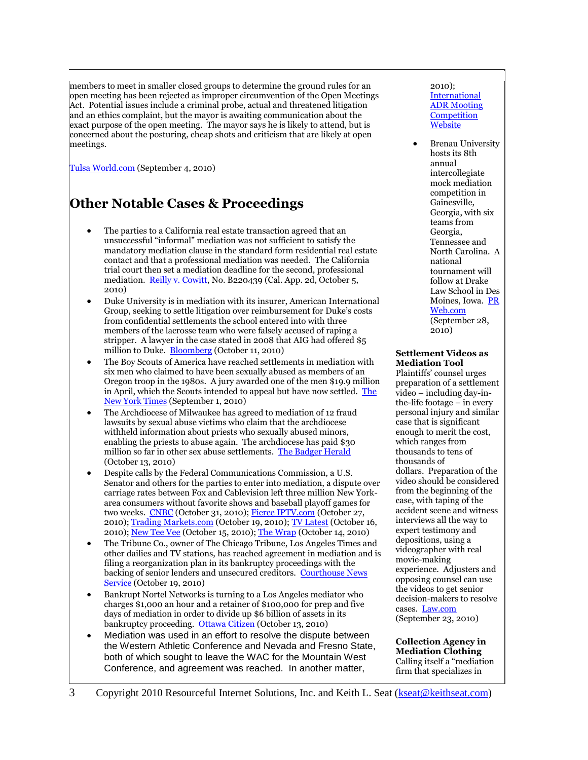members to meet in smaller closed groups to determine the ground rules for an open meeting has been rejected as improper circumvention of the Open Meetings Act. Potential issues include a criminal probe, actual and threatened litigation and an ethics complaint, but the mayor is awaiting communication about the exact purpose of the open meeting. The mayor says he is likely to attend, but is concerned about the posturing, cheap shots and criticism that are likely at open meetings.

Tulsa World.com (September 4, 2010)

## Other Notable Cases & Proceedings

- The parties to a California real estate transaction agreed that an unsuccessful "informal" mediation was not sufficient to satisfy the mandatory mediation clause in the standard form residential real estate contact and that a professional mediation was needed. The California trial court then set a mediation deadline for the second, professional mediation. Reilly v. Cowitt, No. B220439 (Cal. App. 2d, October 5, 2010)
- Duke University is in mediation with its insurer, American International Group, seeking to settle litigation over reimbursement for Duke's costs from confidential settlements the school entered into with three members of the lacrosse team who were falsely accused of raping a stripper. A lawyer in the case stated in 2008 that AIG had offered $5 million to Duke. Bloomberg (October 11, 2010)
- The Boy Scouts of America have reached settlements in mediation with six men who claimed to have been sexually abused as members of an Oregon troop in the 1980s. A jury awarded one of the men $19.9 million in April, which the Scouts intended to appeal but have now settled. The New York Times (September 1, 2010)
- The Archdiocese of Milwaukee has agreed to mediation of 12 fraud lawsuits by sexual abuse victims who claim that the archdiocese withheld information about priests who sexually abused minors, enabling the priests to abuse again. The archdiocese has paid $30 million so far in other sex abuse settlements. The Badger Herald (October 13, 2010)
- Despite calls by the Federal Communications Commission, a U.S. Senator and others for the parties to enter into mediation, a dispute over carriage rates between Fox and Cablevision left three million New York-area consumers without favorite shows and baseball playoff games for two weeks. CNBC (October 31, 2010); Fierce IPTV.com (October 27, 2010); Trading Markets.com (October 19, 2010); TV Latest (October 16, 2010); New Tee Vee (October 15, 2010); The Wrap (October 14, 2010)
- The Tribune Co., owner of The Chicago Tribune, Los Angeles Times and other dailies and TV stations, has reached agreement in mediation and is filing a reorganization plan in its bankruptcy proceedings with the backing of senior lenders and unsecured creditors. Courthouse News Service (October 19, 2010)
- Bankrupt Nortel Networks is turning to a Los Angeles mediator who charges $1,000 an hour and a retainer of $100,000 for prep and five days of mediation in order to divide up $6 billion of assets in its bankruptcy proceeding. Ottawa Citizen (October 13, 2010)
- Mediation was used in an effort to resolve the dispute between the Western Athletic Conference and Nevada and Fresno State, both of which sought to leave the WAC for the Mountain West Conference, and agreement was reached. In another matter,

2010); International ADR Mooting Competition Website

- Brenau University hosts its 8th annual intercollegiate mock mediation competition in Gainesville, Georgia, with six teams from Georgia, Tennessee and North Carolina. A national tournament will follow at Drake Law School in Des Moines, Iowa. PR Web.com (September 28, 2010)

**Settlement Videos as Mediation Tool**
Plaintiffs' counsel urges preparation of a settlement video – including day-in-the-life footage – in every personal injury and similar case that is significant enough to merit the cost, which ranges from thousands to tens of thousands of dollars. Preparation of the video should be considered from the beginning of the case, with taping of the accident scene and witness interviews all the way to expert testimony and depositions, using a videographer with real movie-making experience. Adjusters and opposing counsel can use the videos to get senior decision-makers to resolve cases. Law.com (September 23, 2010)

**Collection Agency in Mediation Clothing**
Calling itself a "mediation firm that specializes in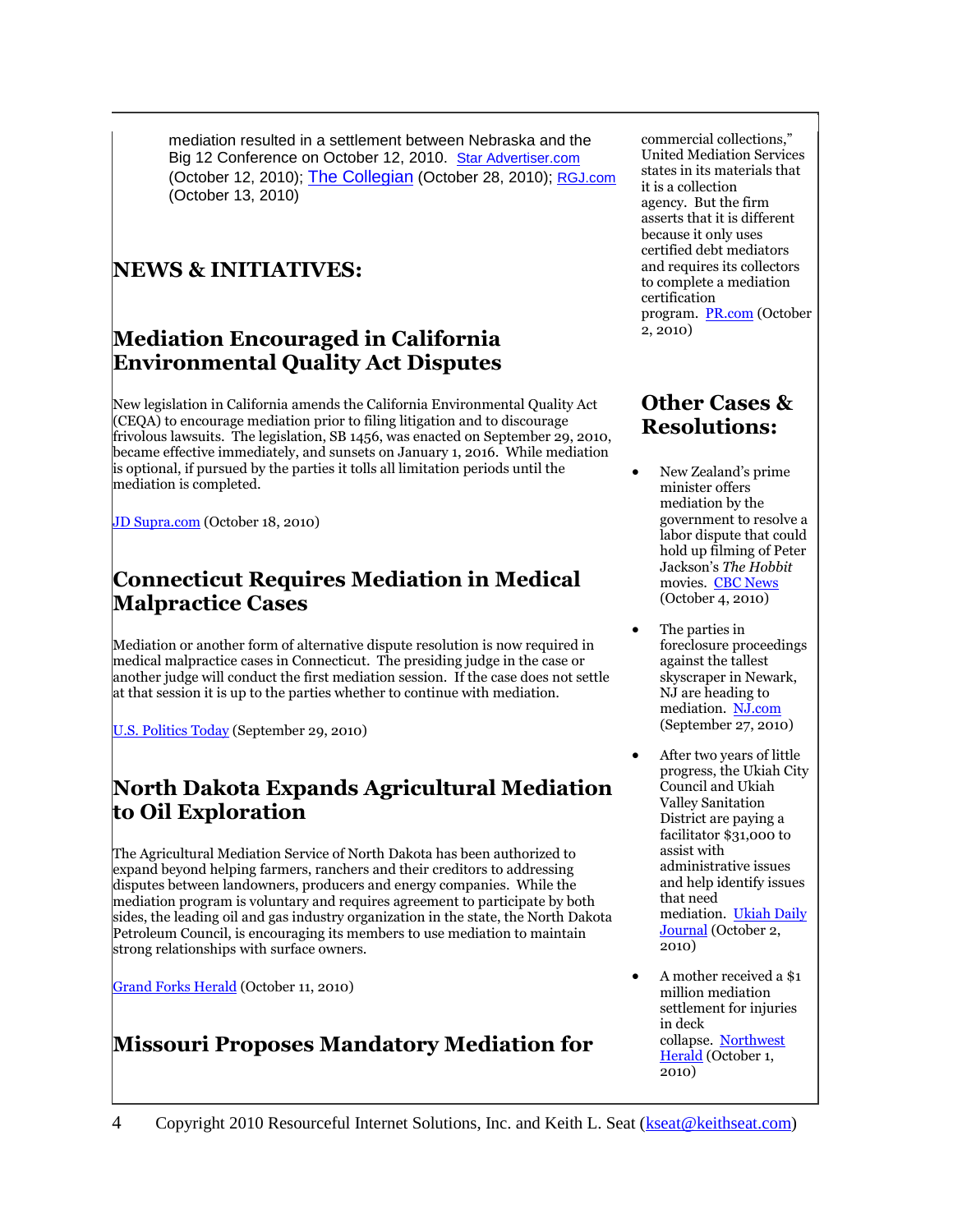mediation resulted in a settlement between Nebraska and the Big 12 Conference on October 12, 2010. Star Advertiser.com (October 12, 2010); The Collegian (October 28, 2010); RGJ.com (October 13, 2010)

## NEWS & INITIATIVES:

## Mediation Encouraged in California Environmental Quality Act Disputes

New legislation in California amends the California Environmental Quality Act (CEQA) to encourage mediation prior to filing litigation and to discourage frivolous lawsuits. The legislation, SB 1456, was enacted on September 29, 2010, became effective immediately, and sunsets on January 1, 2016. While mediation is optional, if pursued by the parties it tolls all limitation periods until the mediation is completed.

JD Supra.com (October 18, 2010)

## Connecticut Requires Mediation in Medical Malpractice Cases

Mediation or another form of alternative dispute resolution is now required in medical malpractice cases in Connecticut. The presiding judge in the case or another judge will conduct the first mediation session. If the case does not settle at that session it is up to the parties whether to continue with mediation.

U.S. Politics Today (September 29, 2010)

## North Dakota Expands Agricultural Mediation to Oil Exploration

The Agricultural Mediation Service of North Dakota has been authorized to expand beyond helping farmers, ranchers and their creditors to addressing disputes between landowners, producers and energy companies. While the mediation program is voluntary and requires agreement to participate by both sides, the leading oil and gas industry organization in the state, the North Dakota Petroleum Council, is encouraging its members to use mediation to maintain strong relationships with surface owners.

Grand Forks Herald (October 11, 2010)

## Missouri Proposes Mandatory Mediation for

commercial collections," United Mediation Services states in its materials that it is a collection agency. But the firm asserts that it is different because it only uses certified debt mediators and requires its collectors to complete a mediation certification program. PR.com (October 2, 2010)

## Other Cases & Resolutions:

- New Zealand's prime minister offers mediation by the government to resolve a labor dispute that could hold up filming of Peter Jackson's *The Hobbit* movies. CBC News (October 4, 2010)
- The parties in foreclosure proceedings against the tallest skyscraper in Newark, NJ are heading to mediation. NJ.com (September 27, 2010)
- After two years of little progress, the Ukiah City Council and Ukiah Valley Sanitation District are paying a facilitator $31,000 to assist with administrative issues and help identify issues that need mediation. Ukiah Daily Journal (October 2, 2010)
- A mother received a $1 million mediation settlement for injuries in deck collapse. Northwest Herald (October 1, 2010)

Copyright 2010 Resourceful Internet Solutions, Inc. and Keith L. Seat (kseat@keithseat.com)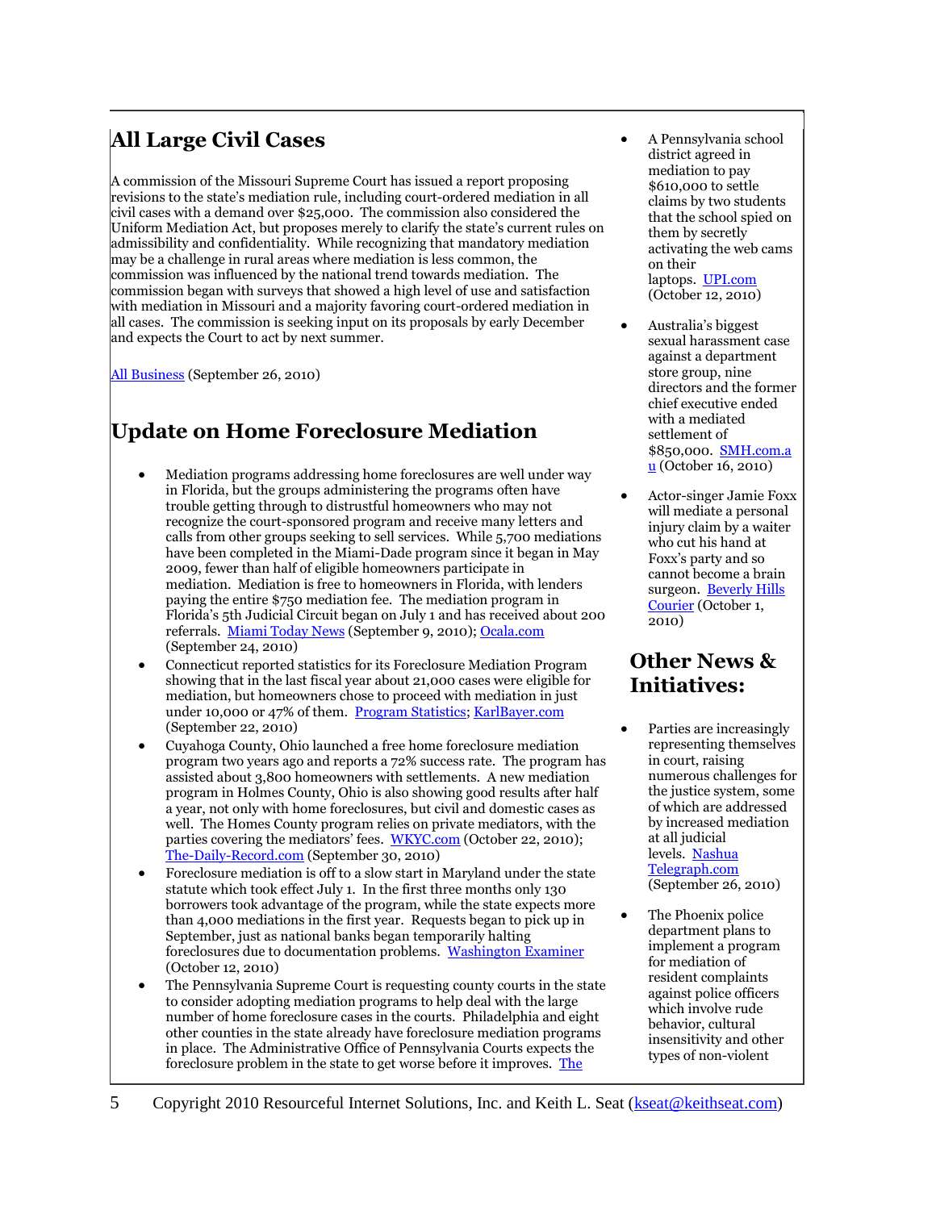## All Large Civil Cases

A commission of the Missouri Supreme Court has issued a report proposing revisions to the state's mediation rule, including court-ordered mediation in all civil cases with a demand over $25,000. The commission also considered the Uniform Mediation Act, but proposes merely to clarify the state's current rules on admissibility and confidentiality. While recognizing that mandatory mediation may be a challenge in rural areas where mediation is less common, the commission was influenced by the national trend towards mediation. The commission began with surveys that showed a high level of use and satisfaction with mediation in Missouri and a majority favoring court-ordered mediation in all cases. The commission is seeking input on its proposals by early December and expects the Court to act by next summer.

All Business (September 26, 2010)

## Update on Home Foreclosure Mediation

- Mediation programs addressing home foreclosures are well under way in Florida, but the groups administering the programs often have trouble getting through to distrustful homeowners who may not recognize the court-sponsored program and receive many letters and calls from other groups seeking to sell services. While 5,700 mediations have been completed in the Miami-Dade program since it began in May 2009, fewer than half of eligible homeowners participate in mediation. Mediation is free to homeowners in Florida, with lenders paying the entire $750 mediation fee. The mediation program in Florida's 5th Judicial Circuit began on July 1 and has received about 200 referrals. Miami Today News (September 9, 2010); Ocala.com (September 24, 2010)
- Connecticut reported statistics for its Foreclosure Mediation Program showing that in the last fiscal year about 21,000 cases were eligible for mediation, but homeowners chose to proceed with mediation in just under 10,000 or 47% of them. Program Statistics; KarlBayer.com (September 22, 2010)
- Cuyahoga County, Ohio launched a free home foreclosure mediation program two years ago and reports a 72% success rate. The program has assisted about 3,800 homeowners with settlements. A new mediation program in Holmes County, Ohio is also showing good results after half a year, not only with home foreclosures, but civil and domestic cases as well. The Homes County program relies on private mediators, with the parties covering the mediators' fees. WKYC.com (October 22, 2010); The-Daily-Record.com (September 30, 2010)
- Foreclosure mediation is off to a slow start in Maryland under the state statute which took effect July 1. In the first three months only 130 borrowers took advantage of the program, while the state expects more than 4,000 mediations in the first year. Requests began to pick up in September, just as national banks began temporarily halting foreclosures due to documentation problems. Washington Examiner (October 12, 2010)
- The Pennsylvania Supreme Court is requesting county courts in the state to consider adopting mediation programs to help deal with the large number of home foreclosure cases in the courts. Philadelphia and eight other counties in the state already have foreclosure mediation programs in place. The Administrative Office of Pennsylvania Courts expects the foreclosure problem in the state to get worse before it improves. The

- A Pennsylvania school district agreed in mediation to pay $610,000 to settle claims by two students that the school spied on them by secretly activating the web cams on their laptops. UPI.com (October 12, 2010)
- Australia's biggest sexual harassment case against a department store group, nine directors and the former chief executive ended with a mediated settlement of $850,000. SMH.com.au (October 16, 2010)
- Actor-singer Jamie Foxx will mediate a personal injury claim by a waiter who cut his hand at Foxx's party and so cannot become a brain surgeon. Beverly Hills Courier (October 1, 2010)

## Other News & Initiatives:

- Parties are increasingly representing themselves in court, raising numerous challenges for the justice system, some of which are addressed by increased mediation at all judicial levels. Nashua Telegraph.com (September 26, 2010)
- The Phoenix police department plans to implement a program for mediation of resident complaints against police officers which involve rude behavior, cultural insensitivity and other types of non-violent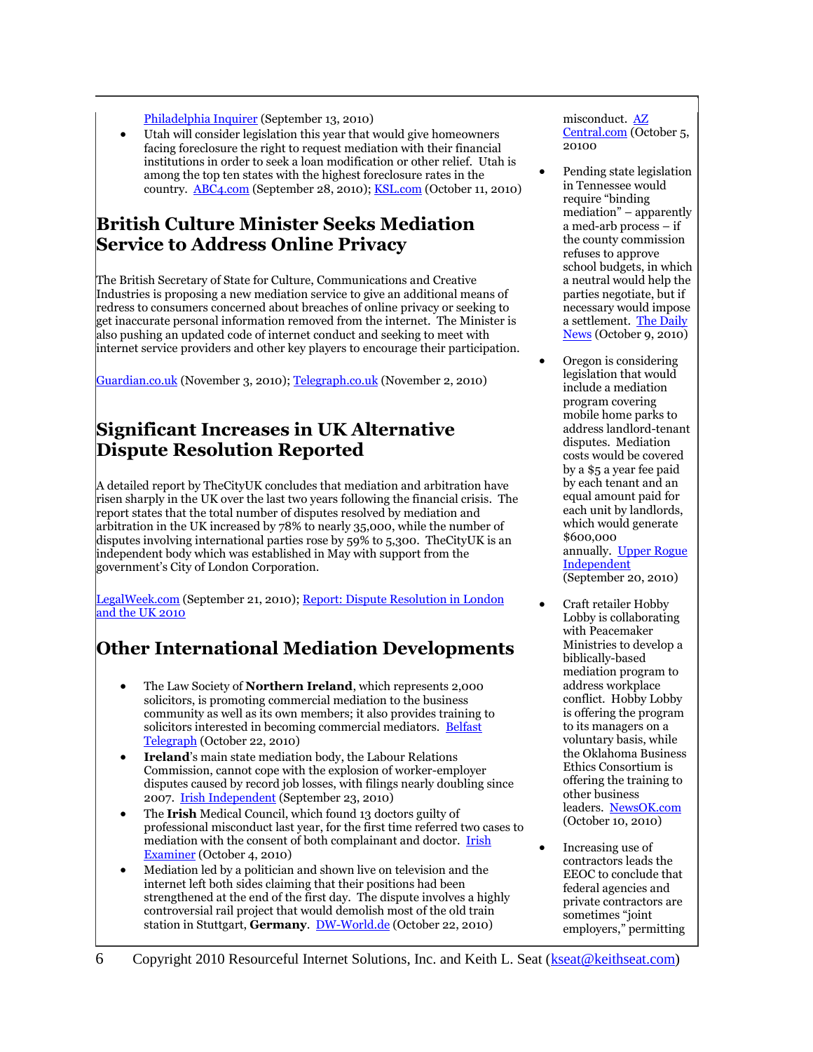Philadelphia Inquirer (September 13, 2010)

- Utah will consider legislation this year that would give homeowners facing foreclosure the right to request mediation with their financial institutions in order to seek a loan modification or other relief. Utah is among the top ten states with the highest foreclosure rates in the country. ABC4.com (September 28, 2010); KSL.com (October 11, 2010)

## British Culture Minister Seeks Mediation Service to Address Online Privacy

The British Secretary of State for Culture, Communications and Creative Industries is proposing a new mediation service to give an additional means of redress to consumers concerned about breaches of online privacy or seeking to get inaccurate personal information removed from the internet. The Minister is also pushing an updated code of internet conduct and seeking to meet with internet service providers and other key players to encourage their participation.

Guardian.co.uk (November 3, 2010); Telegraph.co.uk (November 2, 2010)

## Significant Increases in UK Alternative Dispute Resolution Reported

A detailed report by TheCityUK concludes that mediation and arbitration have risen sharply in the UK over the last two years following the financial crisis. The report states that the total number of disputes resolved by mediation and arbitration in the UK increased by 78% to nearly 35,000, while the number of disputes involving international parties rose by 59% to 5,300. TheCityUK is an independent body which was established in May with support from the government's City of London Corporation.

LegalWeek.com (September 21, 2010); Report: Dispute Resolution in London and the UK 2010

## Other International Mediation Developments

- The Law Society of **Northern Ireland**, which represents 2,000 solicitors, is promoting commercial mediation to the business community as well as its own members; it also provides training to solicitors interested in becoming commercial mediators. Belfast Telegraph (October 22, 2010)
- **Ireland**'s main state mediation body, the Labour Relations Commission, cannot cope with the explosion of worker-employer disputes caused by record job losses, with filings nearly doubling since 2007. Irish Independent (September 23, 2010)
- The **Irish** Medical Council, which found 13 doctors guilty of professional misconduct last year, for the first time referred two cases to mediation with the consent of both complainant and doctor. Irish Examiner (October 4, 2010)
- Mediation led by a politician and shown live on television and the internet left both sides claiming that their positions had been strengthened at the end of the first day. The dispute involves a highly controversial rail project that would demolish most of the old train station in Stuttgart, **Germany**. DW-World.de (October 22, 2010)

misconduct. AZ Central.com (October 5, 20100

- Pending state legislation in Tennessee would require "binding mediation" – apparently a med-arb process – if the county commission refuses to approve school budgets, in which a neutral would help the parties negotiate, but if necessary would impose a settlement. The Daily News (October 9, 2010)
- Oregon is considering legislation that would include a mediation program covering mobile home parks to address landlord-tenant disputes. Mediation costs would be covered by a $5 a year fee paid by each tenant and an equal amount paid for each unit by landlords, which would generate $600,000 annually. Upper Rogue Independent (September 20, 2010)
- Craft retailer Hobby Lobby is collaborating with Peacemaker Ministries to develop a biblically-based mediation program to address workplace conflict. Hobby Lobby is offering the program to its managers on a voluntary basis, while the Oklahoma Business Ethics Consortium is offering the training to other business leaders. NewsOK.com (October 10, 2010)
- Increasing use of contractors leads the EEOC to conclude that federal agencies and private contractors are sometimes "joint employers," permitting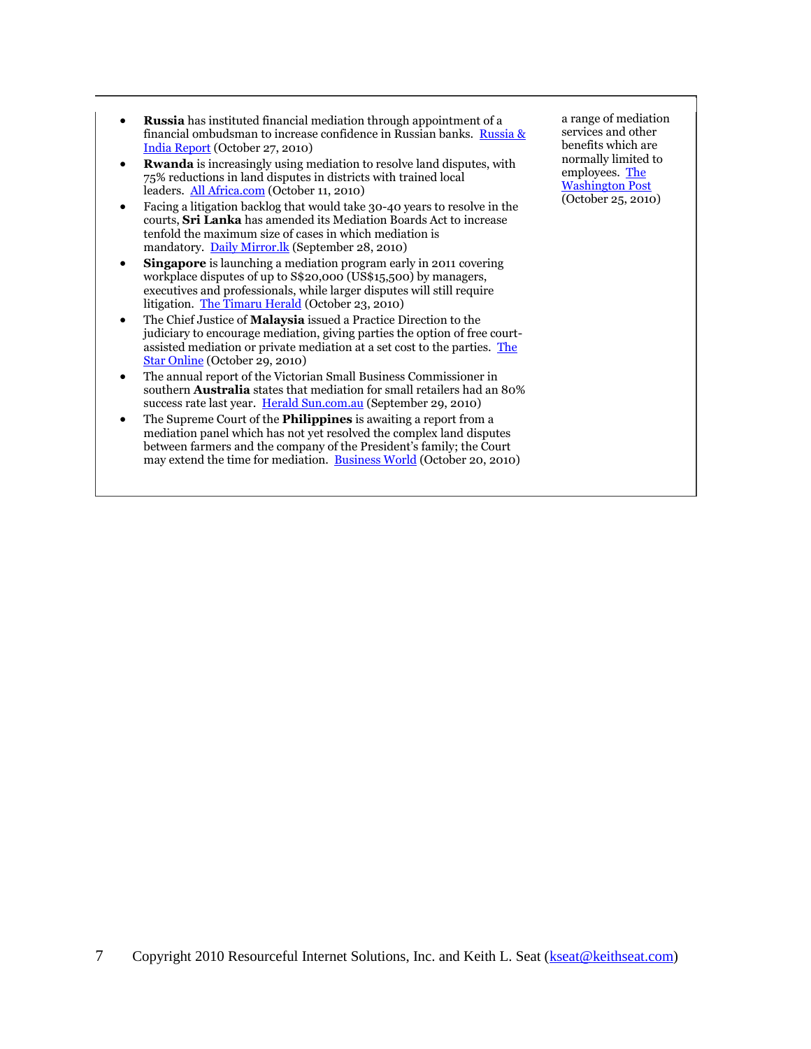- **Russia** has instituted financial mediation through appointment of a financial ombudsman to increase confidence in Russian banks. Russia & India Report (October 27, 2010)
- **Rwanda** is increasingly using mediation to resolve land disputes, with 75% reductions in land disputes in districts with trained local leaders. All Africa.com (October 11, 2010)
- Facing a litigation backlog that would take 30-40 years to resolve in the courts, **Sri Lanka** has amended its Mediation Boards Act to increase tenfold the maximum size of cases in which mediation is mandatory. Daily Mirror.lk (September 28, 2010)
- **Singapore** is launching a mediation program early in 2011 covering workplace disputes of up to S$20,000 (US$15,500) by managers, executives and professionals, while larger disputes will still require litigation. The Timaru Herald (October 23, 2010)
- The Chief Justice of **Malaysia** issued a Practice Direction to the judiciary to encourage mediation, giving parties the option of free court-assisted mediation or private mediation at a set cost to the parties. The Star Online (October 29, 2010)
- The annual report of the Victorian Small Business Commissioner in southern **Australia** states that mediation for small retailers had an 80% success rate last year. Herald Sun.com.au (September 29, 2010)
- The Supreme Court of the **Philippines** is awaiting a report from a mediation panel which has not yet resolved the complex land disputes between farmers and the company of the President's family; the Court may extend the time for mediation. Business World (October 20, 2010)

a range of mediation services and other benefits which are normally limited to employees. The Washington Post (October 25, 2010)

Copyright 2010 Resourceful Internet Solutions, Inc. and Keith L. Seat (kseat@keithseat.com)